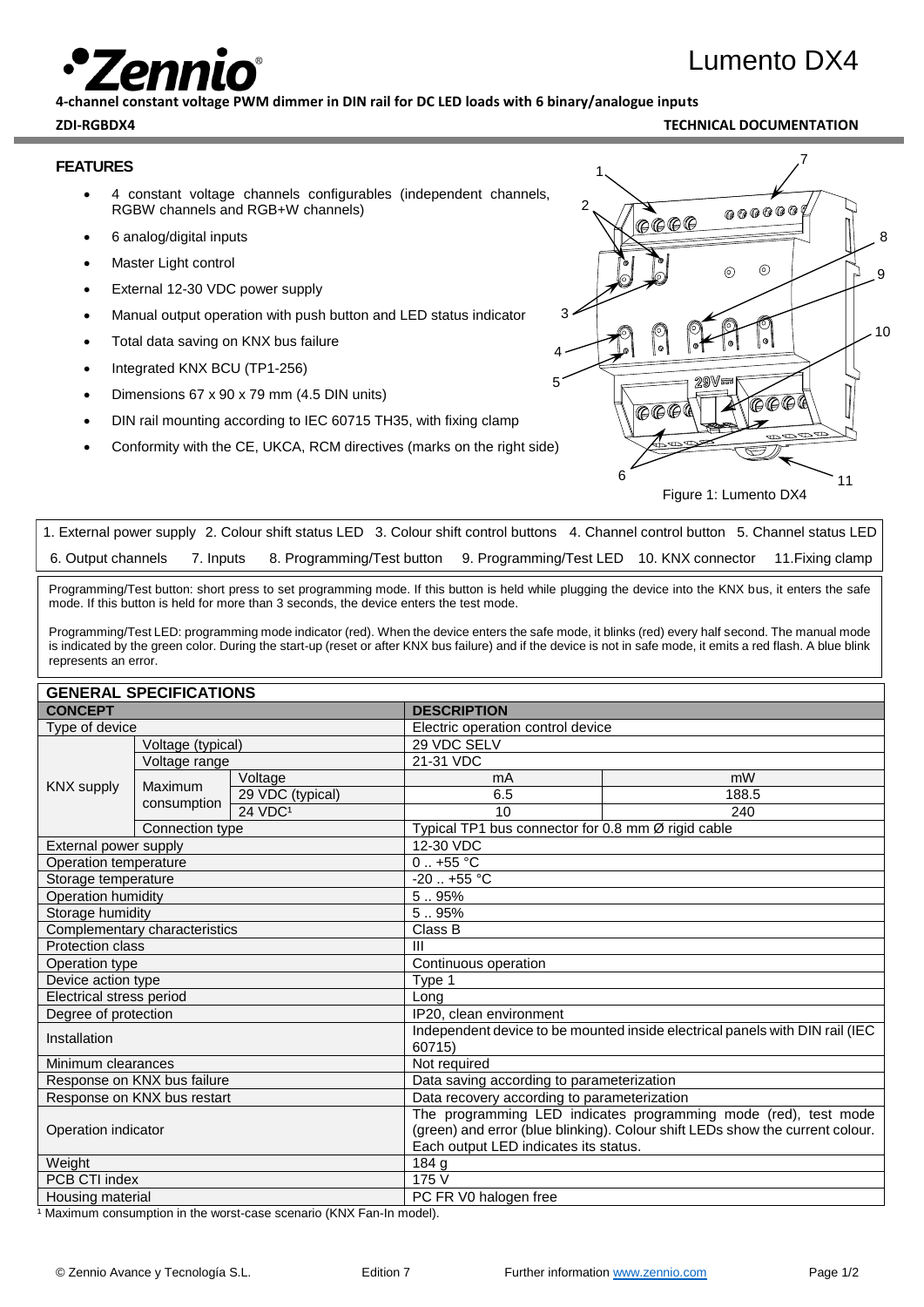# Lumento DX4

**4-channel constant voltage PWM dimmer in DIN rail for DC LED loads with 6 binary/analogue inputs**

**ZDI-RGBDX4** **TECHNICAL DOCUMENTATION**

## FEATURES

- 4 constant voltage channels configurables (independent channels, RGBW channels and RGB+W channels)
- 6 analog/digital inputs
- Master Light control
- External 12-30 VDC power supply
- Manual output operation with push button and LED status indicator
- Total data saving on KNX bus failure
- Integrated KNX BCU (TP1-256)
- Dimensions 67 x 90 x 79 mm (4.5 DIN units)
- DIN rail mounting according to IEC 60715 TH35, with fixing clamp
- Conformity with the CE, UKCA, RCM directives (marks on the right side)

Figure 1: Lumento DX4

1. External power supply 2. Colour shift status LED 3. Colour shift control buttons 4. Channel control button 5. Channel status LED 6. Output channels 7. Inputs 8. Programming/Test button 9. Programming/Test LED 10. KNX connector 11.Fixing clamp

Programming/Test button: short press to set programming mode. If this button is held while plugging the device into the KNX bus, it enters the safe mode. If this button is held for more than 3 seconds, the device enters the test mode.

Programming/Test LED: programming mode indicator (red). When the device enters the safe mode, it blinks (red) every half second. The manual mode is indicated by the green color. During the start-up (reset or after KNX bus failure) and if the device is not in safe mode, it emits a red flash. A blue blink represents an error.

## GENERAL SPECIFICATIONS

| CONCEPT | | | DESCRIPTION | |
|---|---|---|---|---|
| Type of device | | | Electric operation control device | |
| KNX supply | Voltage (typical) | | 29 VDC SELV | |
| | Voltage range | | 21-31 VDC | |
| | Maximum consumption | Voltage | mA | mW |
| | | 29 VDC (typical) | 6.5 | 188.5 |
| | | 24 VDC[1] | 10 | 240 |
| | Connection type | | Typical TP1 bus connector for 0.8 mm Ø rigid cable | |
| External power supply | | | 12-30 VDC | |
| Operation temperature | | | 0 .. +55 °C | |
| Storage temperature | | | -20 .. +55 °C | |
| Operation humidity | | | 5 .. 95% | |
| Storage humidity | | | 5 .. 95% | |
| Complementary characteristics | | | Class B | |
| Protection class | | | III | |
| Operation type | | | Continuous operation | |
| Device action type | | | Type 1 | |
| Electrical stress period | | | Long | |
| Degree of protection | | | IP20, clean environment | |
| Installation | | | Independent device to be mounted inside electrical panels with DIN rail (IEC 60715) | |
| Minimum clearances | | | Not required | |
| Response on KNX bus failure | | | Data saving according to parameterization | |
| Response on KNX bus restart | | | Data recovery according to parameterization | |
| Operation indicator | | | The programming LED indicates programming mode (red), test mode (green) and error (blue blinking). Colour shift LEDs show the current colour. Each output LED indicates its status. | |
| Weight | | | 184 g | |
| PCB CTI index | | | 175 V | |
| Housing material | | | PC FR V0 halogen free | |

[1] Maximum consumption in the worst-case scenario (KNX Fan-In model).

© Zennio Avance y Tecnología S.L. Edition 7 Further information www.zennio.com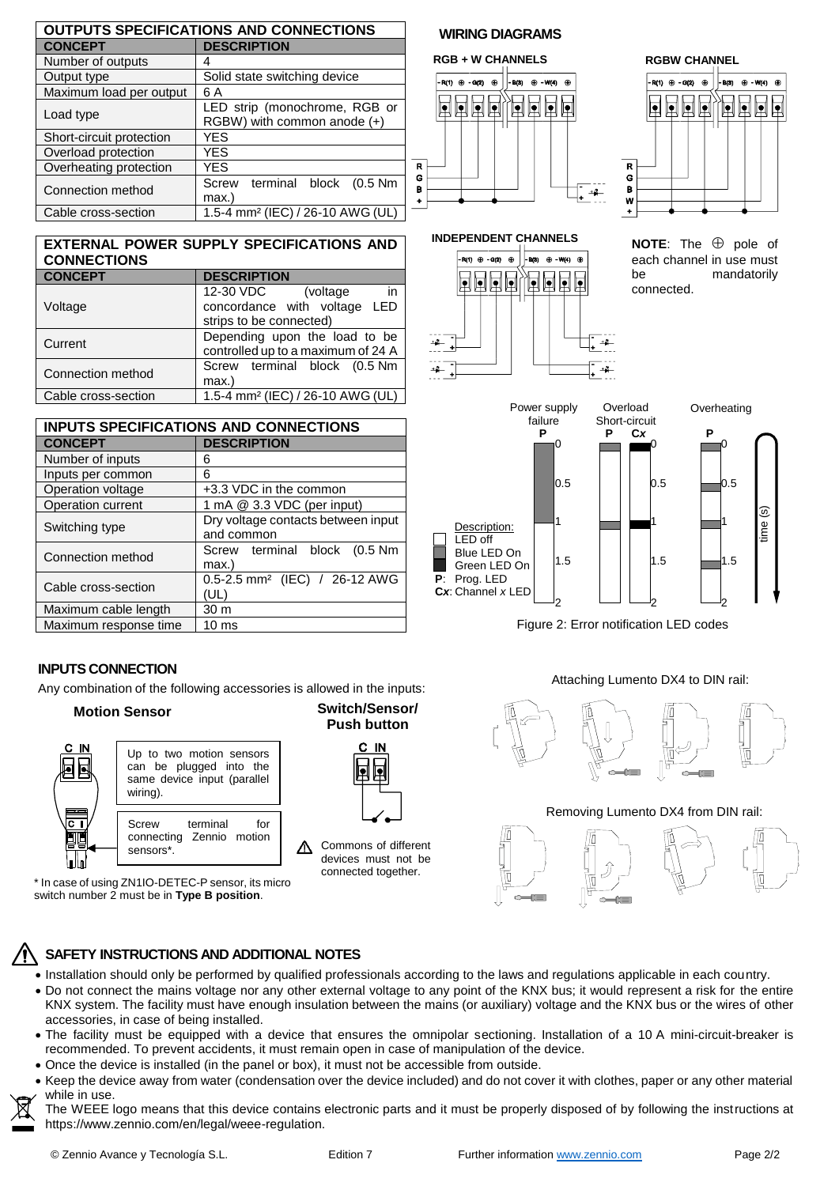| OUTPUTS SPECIFICATIONS AND CONNECTIONS | |
|---|---|
| **CONCEPT** | **DESCRIPTION** |
| Number of outputs | 4 |
| Output type | Solid state switching device |
| Maximum load per output | 6 A |
| Load type | LED strip (monochrome, RGB or RGBW) with common anode (+) |
| Short-circuit protection | YES |
| Overload protection | YES |
| Overheating protection | YES |
| Connection method | Screw terminal block (0.5 Nm max.) |
| Cable cross-section | 1.5-4 mm² (IEC) / 26-10 AWG (UL) |

| EXTERNAL POWER SUPPLY SPECIFICATIONS AND CONNECTIONS | |
|---|---|
| **CONCEPT** | **DESCRIPTION** |
| Voltage | 12-30 VDC (voltage in concordance with voltage LED strips to be connected) |
| Current | Depending upon the load to be controlled up to a maximum of 24 A |
| Connection method | Screw terminal block (0.5 Nm max.) |
| Cable cross-section | 1.5-4 mm² (IEC) / 26-10 AWG (UL) |

| INPUTS SPECIFICATIONS AND CONNECTIONS | |
|---|---|
| **CONCEPT** | **DESCRIPTION** |
| Number of inputs | 6 |
| Inputs per common | 6 |
| Operation voltage | +3.3 VDC in the common |
| Operation current | 1 mA @ 3.3 VDC (per input) |
| Switching type | Dry voltage contacts between input and common |
| Connection method | Screw terminal block (0.5 Nm max.) |
| Cable cross-section | 0.5-2.5 mm² (IEC) / 26-12 AWG (UL) |
| Maximum cable length | 30 m |
| Maximum response time | 10 ms |

## WIRING DIAGRAMS

RGB + W CHANNELS

RGBW CHANNEL

INDEPENDENT CHANNELS

**NOTE**: The ⊕ pole of each channel in use must be mandatorily connected.

Power supply failure
Overload Short-circuit
Overheating
P
P Cx
P
0
0.5
1
1.5
2
time (s)

Description:
LED off
Blue LED On
Green LED On
**P**: Prog. LED
**Cx**: Channel *x* LED

Figure 2: Error notification LED codes

## INPUTS CONNECTION

Any combination of the following accessories is allowed in the inputs:

**Motion Sensor**

Up to two motion sensors can be plugged into the same device input (parallel wiring).

Screw terminal for connecting Zennio motion sensors*.

\* In case of using ZN1IO-DETEC-P sensor, its micro switch number 2 must be in **Type B position**.

**Switch/Sensor/ Push button**

⚠ Commons of different devices must not be connected together.

Attaching Lumento DX4 to DIN rail:

Removing Lumento DX4 from DIN rail:

## SAFETY INSTRUCTIONS AND ADDITIONAL NOTES

- Installation should only be performed by qualified professionals according to the laws and regulations applicable in each country.
- Do not connect the mains voltage nor any other external voltage to any point of the KNX bus; it would represent a risk for the entire KNX system. The facility must have enough insulation between the mains (or auxiliary) voltage and the KNX bus or the wires of other accessories, in case of being installed.
- The facility must be equipped with a device that ensures the omnipolar sectioning. Installation of a 10 A mini-circuit-breaker is recommended. To prevent accidents, it must remain open in case of manipulation of the device.
- Once the device is installed (in the panel or box), it must not be accessible from outside.
- Keep the device away from water (condensation over the device included) and do not cover it with clothes, paper or any other material while in use.

The WEEE logo means that this device contains electronic parts and it must be properly disposed of by following the instructions at https://www.zennio.com/en/legal/weee-regulation.

© Zennio Avance y Tecnología S.L. Edition 7 Further information www.zennio.com